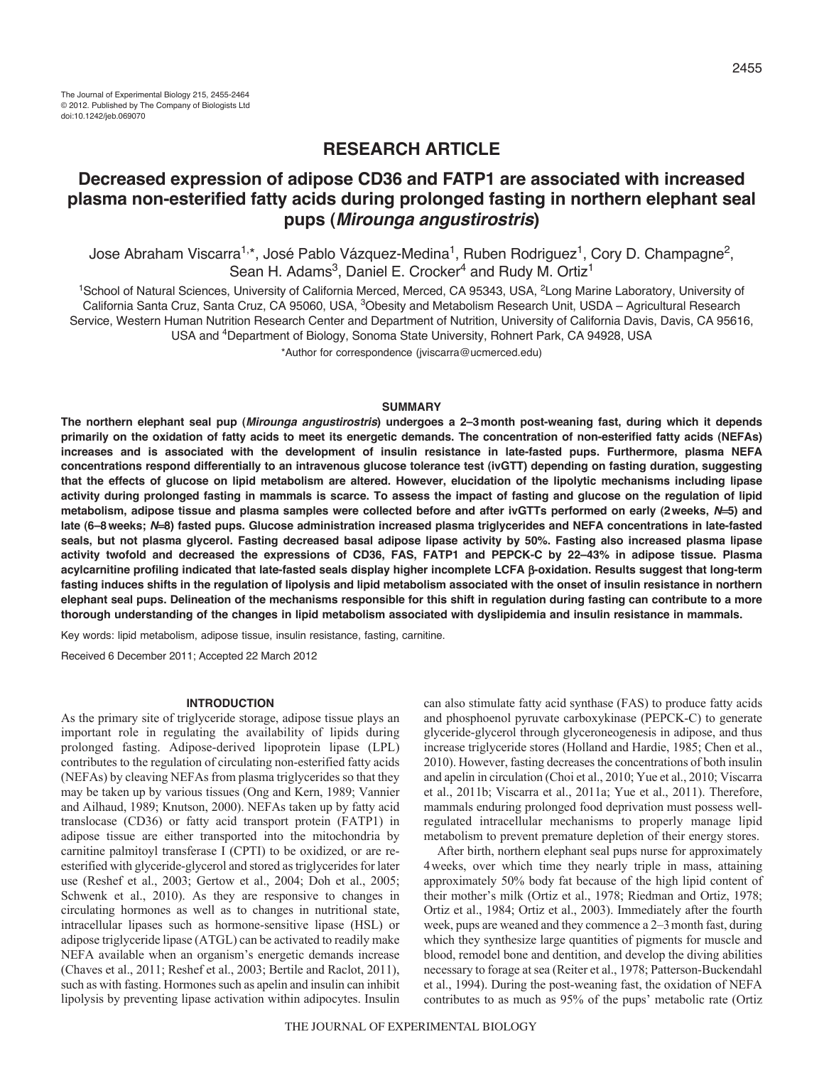The Journal of Experimental Biology 215, 2455-2464
© 2012. Published by The Company of Biologists Ltd
doi:10.1242/jeb.069070

## RESEARCH ARTICLE

# Decreased expression of adipose CD36 and FATP1 are associated with increased plasma non-esterified fatty acids during prolonged fasting in northern elephant seal pups (*Mirounga angustirostris*)

Jose Abraham Viscarra[1,*], José Pablo Vázquez-Medina[1], Ruben Rodriguez[1], Cory D. Champagne[2], Sean H. Adams[3], Daniel E. Crocker[4] and Rudy M. Ortiz[1]

[1]School of Natural Sciences, University of California Merced, Merced, CA 95343, USA, [2]Long Marine Laboratory, University of California Santa Cruz, Santa Cruz, CA 95060, USA, [3]Obesity and Metabolism Research Unit, USDA – Agricultural Research Service, Western Human Nutrition Research Center and Department of Nutrition, University of California Davis, Davis, CA 95616, USA and [4]Department of Biology, Sonoma State University, Rohnert Park, CA 94928, USA

*Author for correspondence (jviscarra@ucmerced.edu)

### SUMMARY

**The northern elephant seal pup (*Mirounga angustirostris*) undergoes a 2–3 month post-weaning fast, during which it depends primarily on the oxidation of fatty acids to meet its energetic demands. The concentration of non-esterified fatty acids (NEFAs) increases and is associated with the development of insulin resistance in late-fasted pups. Furthermore, plasma NEFA concentrations respond differentially to an intravenous glucose tolerance test (ivGTT) depending on fasting duration, suggesting that the effects of glucose on lipid metabolism are altered. However, elucidation of the lipolytic mechanisms including lipase activity during prolonged fasting in mammals is scarce. To assess the impact of fasting and glucose on the regulation of lipid metabolism, adipose tissue and plasma samples were collected before and after ivGTTs performed on early (2 weeks, *N*=5) and late (6–8 weeks; *N*=8) fasted pups. Glucose administration increased plasma triglycerides and NEFA concentrations in late-fasted seals, but not plasma glycerol. Fasting decreased basal adipose lipase activity by 50%. Fasting also increased plasma lipase activity twofold and decreased the expressions of CD36, FAS, FATP1 and PEPCK-C by 22–43% in adipose tissue. Plasma acylcarnitine profiling indicated that late-fasted seals display higher incomplete LCFA β-oxidation. Results suggest that long-term fasting induces shifts in the regulation of lipolysis and lipid metabolism associated with the onset of insulin resistance in northern elephant seal pups. Delineation of the mechanisms responsible for this shift in regulation during fasting can contribute to a more thorough understanding of the changes in lipid metabolism associated with dyslipidemia and insulin resistance in mammals.**

Key words: lipid metabolism, adipose tissue, insulin resistance, fasting, carnitine.

Received 6 December 2011; Accepted 22 March 2012

### INTRODUCTION

As the primary site of triglyceride storage, adipose tissue plays an important role in regulating the availability of lipids during prolonged fasting. Adipose-derived lipoprotein lipase (LPL) contributes to the regulation of circulating non-esterified fatty acids (NEFAs) by cleaving NEFAs from plasma triglycerides so that they may be taken up by various tissues (Ong and Kern, 1989; Vannier and Ailhaud, 1989; Knutson, 2000). NEFAs taken up by fatty acid translocase (CD36) or fatty acid transport protein (FATP1) in adipose tissue are either transported into the mitochondria by carnitine palmitoyl transferase I (CPTI) to be oxidized, or are re-esterified with glyceride-glycerol and stored as triglycerides for later use (Reshef et al., 2003; Gertow et al., 2004; Doh et al., 2005; Schwenk et al., 2010). As they are responsive to changes in circulating hormones as well as to changes in nutritional state, intracellular lipases such as hormone-sensitive lipase (HSL) or adipose triglyceride lipase (ATGL) can be activated to readily make NEFA available when an organism's energetic demands increase (Chaves et al., 2011; Reshef et al., 2003; Bertile and Raclot, 2011), such as with fasting. Hormones such as apelin and insulin can inhibit lipolysis by preventing lipase activation within adipocytes. Insulin can also stimulate fatty acid synthase (FAS) to produce fatty acids and phosphoenol pyruvate carboxykinase (PEPCK-C) to generate glyceride-glycerol through glyceroneogenesis in adipose, and thus increase triglyceride stores (Holland and Hardie, 1985; Chen et al., 2010). However, fasting decreases the concentrations of both insulin and apelin in circulation (Choi et al., 2010; Yue et al., 2010; Viscarra et al., 2011b; Viscarra et al., 2011a; Yue et al., 2011). Therefore, mammals enduring prolonged food deprivation must possess well-regulated intracellular mechanisms to properly manage lipid metabolism to prevent premature depletion of their energy stores.

After birth, northern elephant seal pups nurse for approximately 4 weeks, over which time they nearly triple in mass, attaining approximately 50% body fat because of the high lipid content of their mother's milk (Ortiz et al., 1978; Riedman and Ortiz, 1978; Ortiz et al., 1984; Ortiz et al., 2003). Immediately after the fourth week, pups are weaned and they commence a 2–3 month fast, during which they synthesize large quantities of pigments for muscle and blood, remodel bone and dentition, and develop the diving abilities necessary to forage at sea (Reiter et al., 1978; Patterson-Buckendahl et al., 1994). During the post-weaning fast, the oxidation of NEFA contributes to as much as 95% of the pups' metabolic rate (Ortiz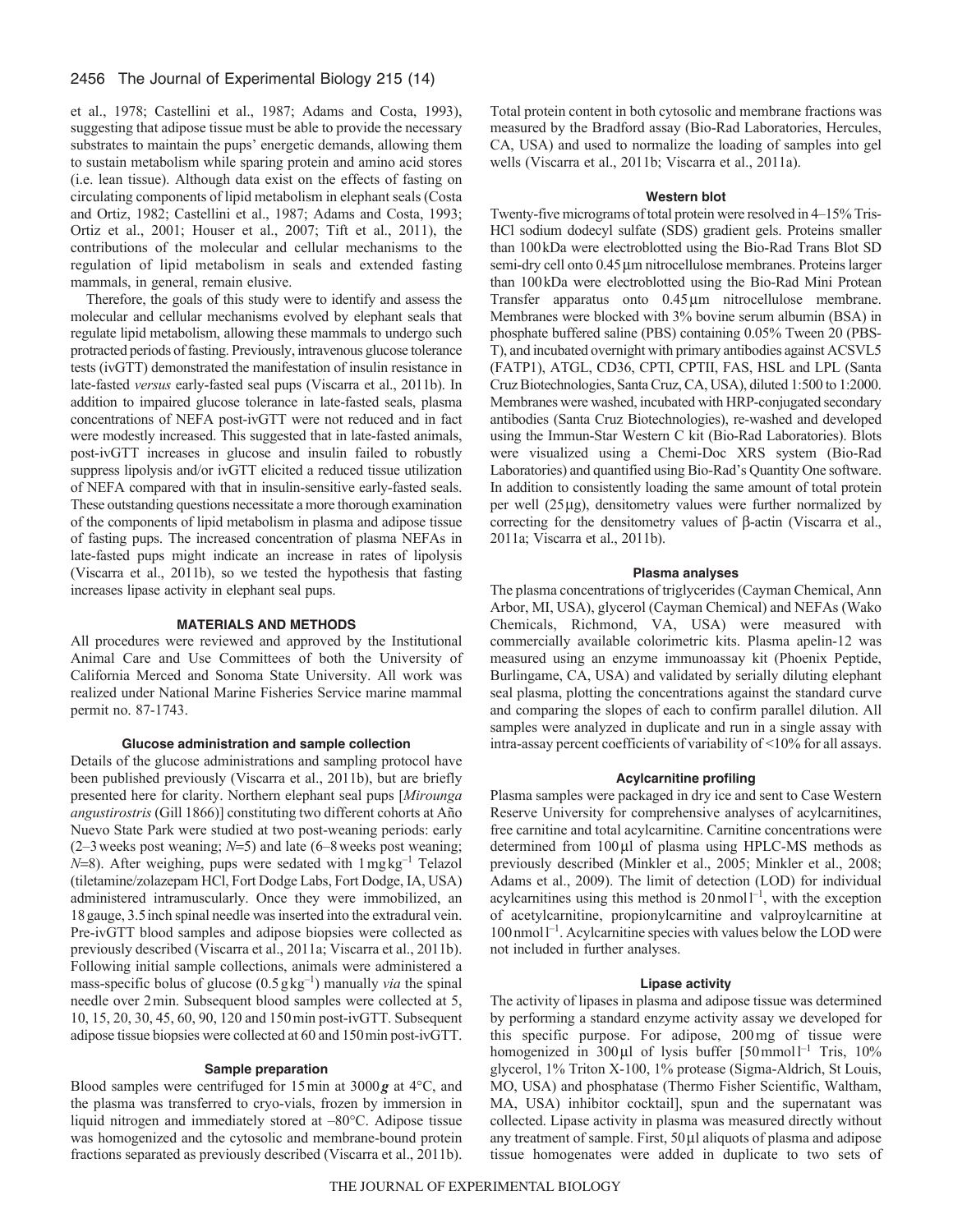et al., 1978; Castellini et al., 1987; Adams and Costa, 1993), suggesting that adipose tissue must be able to provide the necessary substrates to maintain the pups' energetic demands, allowing them to sustain metabolism while sparing protein and amino acid stores (i.e. lean tissue). Although data exist on the effects of fasting on circulating components of lipid metabolism in elephant seals (Costa and Ortiz, 1982; Castellini et al., 1987; Adams and Costa, 1993; Ortiz et al., 2001; Houser et al., 2007; Tift et al., 2011), the contributions of the molecular and cellular mechanisms to the regulation of lipid metabolism in seals and extended fasting mammals, in general, remain elusive.

Therefore, the goals of this study were to identify and assess the molecular and cellular mechanisms evolved by elephant seals that regulate lipid metabolism, allowing these mammals to undergo such protracted periods of fasting. Previously, intravenous glucose tolerance tests (ivGTT) demonstrated the manifestation of insulin resistance in late-fasted *versus* early-fasted seal pups (Viscarra et al., 2011b). In addition to impaired glucose tolerance in late-fasted seals, plasma concentrations of NEFA post-ivGTT were not reduced and in fact were modestly increased. This suggested that in late-fasted animals, post-ivGTT increases in glucose and insulin failed to robustly suppress lipolysis and/or ivGTT elicited a reduced tissue utilization of NEFA compared with that in insulin-sensitive early-fasted seals. These outstanding questions necessitate a more thorough examination of the components of lipid metabolism in plasma and adipose tissue of fasting pups. The increased concentration of plasma NEFAs in late-fasted pups might indicate an increase in rates of lipolysis (Viscarra et al., 2011b), so we tested the hypothesis that fasting increases lipase activity in elephant seal pups.

## MATERIALS AND METHODS

All procedures were reviewed and approved by the Institutional Animal Care and Use Committees of both the University of California Merced and Sonoma State University. All work was realized under National Marine Fisheries Service marine mammal permit no. 87-1743.

### Glucose administration and sample collection

Details of the glucose administrations and sampling protocol have been published previously (Viscarra et al., 2011b), but are briefly presented here for clarity. Northern elephant seal pups [*Mirounga angustirostris* (Gill 1866)] constituting two different cohorts at Año Nuevo State Park were studied at two post-weaning periods: early (2–3 weeks post weaning; $N$=5) and late (6–8 weeks post weaning; $N$=8). After weighing, pups were sedated with $1\,mg\,kg^{-1}$ Telazol (tiletamine/zolazepam HCl, Fort Dodge Labs, Fort Dodge, IA, USA) administered intramuscularly. Once they were immobilized, an 18 gauge, 3.5 inch spinal needle was inserted into the extradural vein. Pre-ivGTT blood samples and adipose biopsies were collected as previously described (Viscarra et al., 2011a; Viscarra et al., 2011b). Following initial sample collections, animals were administered a mass-specific bolus of glucose ($0.5\,g\,kg^{-1}$) manually *via* the spinal needle over 2 min. Subsequent blood samples were collected at 5, 10, 15, 20, 30, 45, 60, 90, 120 and 150 min post-ivGTT. Subsequent adipose tissue biopsies were collected at 60 and 150 min post-ivGTT.

### Sample preparation

Blood samples were centrifuged for 15 min at 3000 $g$ at 4°C, and the plasma was transferred to cryo-vials, frozen by immersion in liquid nitrogen and immediately stored at –80°C. Adipose tissue was homogenized and the cytosolic and membrane-bound protein fractions separated as previously described (Viscarra et al., 2011b). Total protein content in both cytosolic and membrane fractions was measured by the Bradford assay (Bio-Rad Laboratories, Hercules, CA, USA) and used to normalize the loading of samples into gel wells (Viscarra et al., 2011b; Viscarra et al., 2011a).

### Western blot

Twenty-five micrograms of total protein were resolved in 4–15% Tris-HCl sodium dodecyl sulfate (SDS) gradient gels. Proteins smaller than 100 kDa were electroblotted using the Bio-Rad Trans Blot SD semi-dry cell onto 0.45 μm nitrocellulose membranes. Proteins larger than 100 kDa were electroblotted using the Bio-Rad Mini Protean Transfer apparatus onto 0.45 μm nitrocellulose membrane. Membranes were blocked with 3% bovine serum albumin (BSA) in phosphate buffered saline (PBS) containing 0.05% Tween 20 (PBS-T), and incubated overnight with primary antibodies against ACSVL5 (FATP1), ATGL, CD36, CPTI, CPTII, FAS, HSL and LPL (Santa Cruz Biotechnologies, Santa Cruz, CA, USA), diluted 1:500 to 1:2000. Membranes were washed, incubated with HRP-conjugated secondary antibodies (Santa Cruz Biotechnologies), re-washed and developed using the Immun-Star Western C kit (Bio-Rad Laboratories). Blots were visualized using a Chemi-Doc XRS system (Bio-Rad Laboratories) and quantified using Bio-Rad's Quantity One software. In addition to consistently loading the same amount of total protein per well (25 μg), densitometry values were further normalized by correcting for the densitometry values of β-actin (Viscarra et al., 2011a; Viscarra et al., 2011b).

### Plasma analyses

The plasma concentrations of triglycerides (Cayman Chemical, Ann Arbor, MI, USA), glycerol (Cayman Chemical) and NEFAs (Wako Chemicals, Richmond, VA, USA) were measured with commercially available colorimetric kits. Plasma apelin-12 was measured using an enzyme immunoassay kit (Phoenix Peptide, Burlingame, CA, USA) and validated by serially diluting elephant seal plasma, plotting the concentrations against the standard curve and comparing the slopes of each to confirm parallel dilution. All samples were analyzed in duplicate and run in a single assay with intra-assay percent coefficients of variability of <10% for all assays.

### Acylcarnitine profiling

Plasma samples were packaged in dry ice and sent to Case Western Reserve University for comprehensive analyses of acylcarnitines, free carnitine and total acylcarnitine. Carnitine concentrations were determined from 100 μl of plasma using HPLC-MS methods as previously described (Minkler et al., 2005; Minkler et al., 2008; Adams et al., 2009). The limit of detection (LOD) for individual acylcarnitines using this method is $20\,nmol\,l^{-1}$, with the exception of acetylcarnitine, propionylcarnitine and valproylcarnitine at $100\,nmol\,l^{-1}$. Acylcarnitine species with values below the LOD were not included in further analyses.

### Lipase activity

The activity of lipases in plasma and adipose tissue was determined by performing a standard enzyme activity assay we developed for this specific purpose. For adipose, 200 mg of tissue were homogenized in 300 μl of lysis buffer [$50\,mmol\,l^{-1}$ Tris, 10% glycerol, 1% Triton X-100, 1% protease (Sigma-Aldrich, St Louis, MO, USA) and phosphatase (Thermo Fisher Scientific, Waltham, MA, USA) inhibitor cocktail], spun and the supernatant was collected. Lipase activity in plasma was measured directly without any treatment of sample. First, 50 μl aliquots of plasma and adipose tissue homogenates were added in duplicate to two sets of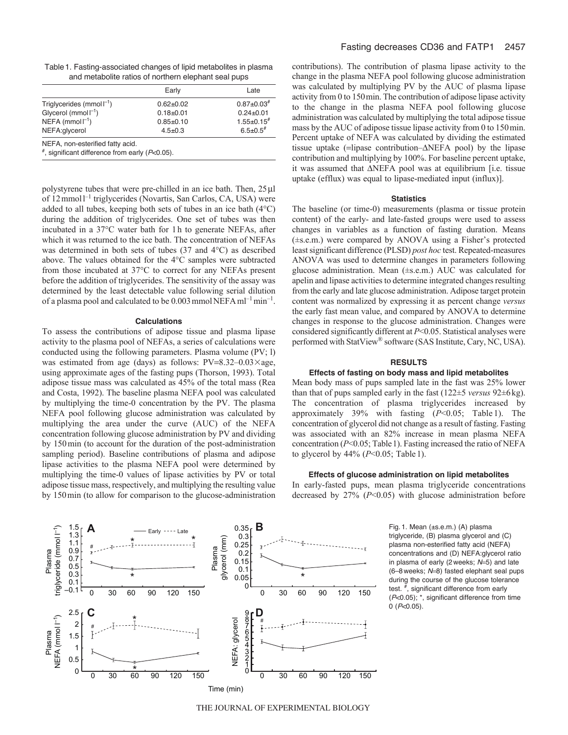Table 1. Fasting-associated changes of lipid metabolites in plasma and metabolite ratios of northern elephant seal pups

| | Early | Late |
|---|---|---|
| Triglycerides (mmol $l^{-1}$) | 0.62±0.02 | 0.87±0.03# |
| Glycerol (mmol $l^{-1}$) | 0.18±0.01 | 0.24±0.01 |
| NEFA (mmol $l^{-1}$) | 0.85±0.10 | 1.55±0.15# |
| NEFA:glycerol | 4.5±0.3 | 6.5±0.5# |

NEFA, non-esterified fatty acid.
#, significant difference from early ($P$<0.05).

polystyrene tubes that were pre-chilled in an ice bath. Then, 25 µl of 12 mmol $l^{-1}$ triglycerides (Novartis, San Carlos, CA, USA) were added to all tubes, keeping both sets of tubes in an ice bath (4°C) during the addition of triglycerides. One set of tubes was then incubated in a 37°C water bath for 1 h to generate NEFAs, after which it was returned to the ice bath. The concentration of NEFAs was determined in both sets of tubes (37 and 4°C) as described above. The values obtained for the 4°C samples were subtracted from those incubated at 37°C to correct for any NEFAs present before the addition of triglycerides. The sensitivity of the assay was determined by the least detectable value following serial dilution of a plasma pool and calculated to be 0.003 mmol NEFA ml$^{-1}$ min$^{-1}$.

### Calculations

To assess the contributions of adipose tissue and plasma lipase activity to the plasma pool of NEFAs, a series of calculations were conducted using the following parameters. Plasma volume (PV; l) was estimated from age (days) as follows: PV=8.32–0.03×age, using approximate ages of the fasting pups (Thorson, 1993). Total adipose tissue mass was calculated as 45% of the total mass (Rea and Costa, 1992). The baseline plasma NEFA pool was calculated by multiplying the time-0 concentration by the PV. The plasma NEFA pool following glucose administration was calculated by multiplying the area under the curve (AUC) of the NEFA concentration following glucose administration by PV and dividing by 150 min (to account for the duration of the post-administration sampling period). Baseline contributions of plasma and adipose lipase activities to the plasma NEFA pool were determined by multiplying the time-0 values of lipase activities by PV or total adipose tissue mass, respectively, and multiplying the resulting value by 150 min (to allow for comparison to the glucose-administration contributions). The contribution of plasma lipase activity to the change in the plasma NEFA pool following glucose administration was calculated by multiplying PV by the AUC of plasma lipase activity from 0 to 150 min. The contribution of adipose lipase activity to the change in the plasma NEFA pool following glucose administration was calculated by multiplying the total adipose tissue mass by the AUC of adipose tissue lipase activity from 0 to 150 min. Percent uptake of NEFA was calculated by dividing the estimated tissue uptake (=lipase contribution–ΔNEFA pool) by the lipase contribution and multiplying by 100%. For baseline percent uptake, it was assumed that ΔNEFA pool was at equilibrium [i.e. tissue uptake (efflux) was equal to lipase-mediated input (influx)].

### Statistics

The baseline (or time-0) measurements (plasma or tissue protein content) of the early- and late-fasted groups were used to assess changes in variables as a function of fasting duration. Means (±s.e.m.) were compared by ANOVA using a Fisher's protected least significant difference (PLSD) *post hoc* test. Repeated-measures ANOVA was used to determine changes in parameters following glucose administration. Mean (±s.e.m.) AUC was calculated for apelin and lipase activities to determine integrated changes resulting from the early and late glucose administration. Adipose target protein content was normalized by expressing it as percent change *versus* the early fast mean value, and compared by ANOVA to determine changes in response to the glucose administration. Changes were considered significantly different at $P$<0.05. Statistical analyses were performed with StatView® software (SAS Institute, Cary, NC, USA).

## RESULTS

### Effects of fasting on body mass and lipid metabolites

Mean body mass of pups sampled late in the fast was 25% lower than that of pups sampled early in the fast (122±5 *versus* 92±6 kg). The concentration of plasma triglycerides increased by approximately 39% with fasting ($P$<0.05; Table 1). The concentration of glycerol did not change as a result of fasting. Fasting was associated with an 82% increase in mean plasma NEFA concentration ($P$<0.05; Table 1). Fasting increased the ratio of NEFA to glycerol by 44% ($P$<0.05; Table 1).

### Effects of glucose administration on lipid metabolites

In early-fasted pups, mean plasma triglyceride concentrations decreased by 27% ($P$<0.05) with glucose administration before

Fig. 1. Mean (±s.e.m.) (A) plasma triglyceride, (B) plasma glycerol and (C) plasma non-esterified fatty acid (NEFA) concentrations and (D) NEFA:glycerol ratio in plasma of early (2 weeks; $N$=5) and late (6–8 weeks; $N$=8) fasted elephant seal pups during the course of the glucose tolerance test. #, significant difference from early ($P$<0.05); *, significant difference from time 0 ($P$<0.05).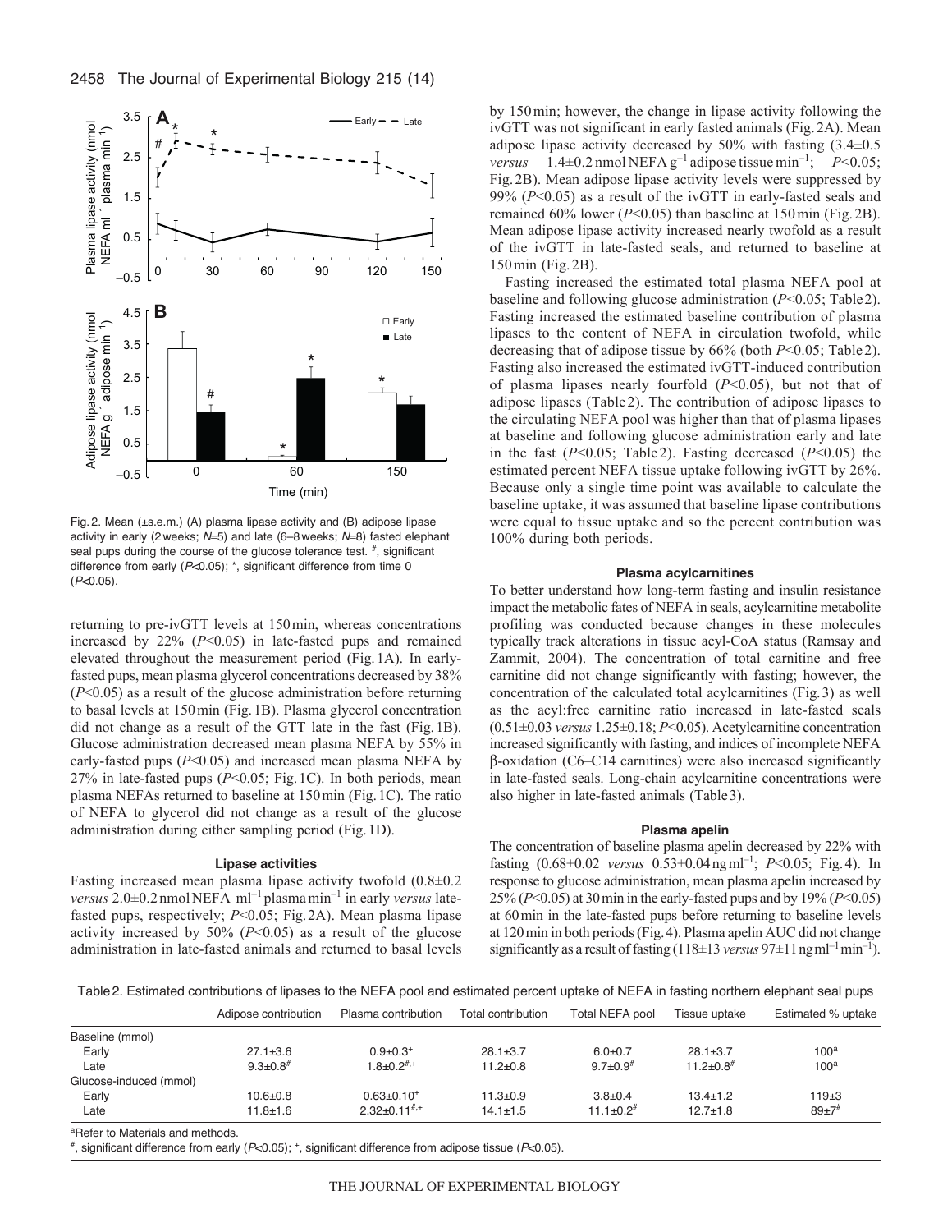Fig. 2. Mean (±s.e.m.) (A) plasma lipase activity and (B) adipose lipase activity in early (2 weeks; $N$=5) and late (6–8 weeks; $N$=8) fasted elephant seal pups during the course of the glucose tolerance test. #, significant difference from early ($P$<0.05); *, significant difference from time 0 ($P$<0.05).

returning to pre-ivGTT levels at 150 min, whereas concentrations increased by 22% ($P$<0.05) in late-fasted pups and remained elevated throughout the measurement period (Fig. 1A). In early-fasted pups, mean plasma glycerol concentrations decreased by 38% ($P$<0.05) as a result of the glucose administration before returning to basal levels at 150 min (Fig. 1B). Plasma glycerol concentration did not change as a result of the GTT late in the fast (Fig. 1B). Glucose administration decreased mean plasma NEFA by 55% in early-fasted pups ($P$<0.05) and increased mean plasma NEFA by 27% in late-fasted pups ($P$<0.05; Fig. 1C). In both periods, mean plasma NEFAs returned to baseline at 150 min (Fig. 1C). The ratio of NEFA to glycerol did not change as a result of the glucose administration during either sampling period (Fig. 1D).

#### Lipase activities

Fasting increased mean plasma lipase activity twofold (0.8±0.2 *versus* 2.0±0.2 nmol NEFA ml$^{-1}$ plasma min$^{-1}$ in early *versus* late-fasted pups, respectively; $P$<0.05; Fig. 2A). Mean plasma lipase activity increased by 50% ($P$<0.05) as a result of the glucose administration in late-fasted animals and returned to basal levels by 150 min; however, the change in lipase activity following the ivGTT was not significant in early fasted animals (Fig. 2A). Mean adipose lipase activity decreased by 50% with fasting (3.4±0.5 *versus* 1.4±0.2 nmol NEFA g$^{-1}$ adipose tissue min$^{-1}$; $P$<0.05; Fig. 2B). Mean adipose lipase activity levels were suppressed by 99% ($P$<0.05) as a result of the ivGTT in early-fasted seals and remained 60% lower ($P$<0.05) than baseline at 150 min (Fig. 2B). Mean adipose lipase activity increased nearly twofold as a result of the ivGTT in late-fasted seals, and returned to baseline at 150 min (Fig. 2B).

Fasting increased the estimated total plasma NEFA pool at baseline and following glucose administration ($P$<0.05; Table 2). Fasting increased the estimated baseline contribution of plasma lipases to the content of NEFA in circulation twofold, while decreasing that of adipose tissue by 66% (both $P$<0.05; Table 2). Fasting also increased the estimated ivGTT-induced contribution of plasma lipases nearly fourfold ($P$<0.05), but not that of adipose lipases (Table 2). The contribution of adipose lipases to the circulating NEFA pool was higher than that of plasma lipases at baseline and following glucose administration early and late in the fast ($P$<0.05; Table 2). Fasting decreased ($P$<0.05) the estimated percent NEFA tissue uptake following ivGTT by 26%. Because only a single time point was available to calculate the baseline uptake, it was assumed that baseline lipase contributions were equal to tissue uptake and so the percent contribution was 100% during both periods.

#### Plasma acylcarnitines

To better understand how long-term fasting and insulin resistance impact the metabolic fates of NEFA in seals, acylcarnitine metabolite profiling was conducted because changes in these molecules typically track alterations in tissue acyl-CoA status (Ramsay and Zammit, 2004). The concentration of total carnitine and free carnitine did not change significantly with fasting; however, the concentration of the calculated total acylcarnitines (Fig. 3) as well as the acyl:free carnitine ratio increased in late-fasted seals (0.51±0.03 *versus* 1.25±0.18; $P$<0.05). Acetylcarnitine concentration increased significantly with fasting, and indices of incomplete NEFA β-oxidation (C6–C14 carnitines) were also increased significantly in late-fasted seals. Long-chain acylcarnitine concentrations were also higher in late-fasted animals (Table 3).

#### Plasma apelin

The concentration of baseline plasma apelin decreased by 22% with fasting (0.68±0.02 *versus* 0.53±0.04 ng ml$^{-1}$; $P$<0.05; Fig. 4). In response to glucose administration, mean plasma apelin increased by 25% ($P$<0.05) at 30 min in the early-fasted pups and by 19% ($P$<0.05) at 60 min in the late-fasted pups before returning to baseline levels at 120 min in both periods (Fig. 4). Plasma apelin AUC did not change significantly as a result of fasting (118±13 *versus* 97±11 ng ml$^{-1}$ min$^{-1}$).

Table 2. Estimated contributions of lipases to the NEFA pool and estimated percent uptake of NEFA in fasting northern elephant seal pups

| | Adipose contribution | Plasma contribution | Total contribution | Total NEFA pool | Tissue uptake | Estimated % uptake |
|---|---|---|---|---|---|---|
| Baseline (mmol) | | | | | | |
| Early | 27.1±3.6 | 0.9±0.3+ | 28.1±3.7 | 6.0±0.7 | 28.1±3.7 | 100[a] |
| Late | 9.3±0.8# | 1.8±0.2#,+ | 11.2±0.8 | 9.7±0.9# | 11.2±0.8# | 100[a] |
| Glucose-induced (mmol) | | | | | | |
| Early | 10.6±0.8 | 0.63±0.10+ | 11.3±0.9 | 3.8±0.4 | 13.4±1.2 | 119±3 |
| Late | 11.8±1.6 | 2.32±0.11#,+ | 14.1±1.5 | 11.1±0.2# | 12.7±1.8 | 89±7# |

[a]Refer to Materials and methods.

#, significant difference from early ($P$<0.05); +, significant difference from adipose tissue ($P$<0.05).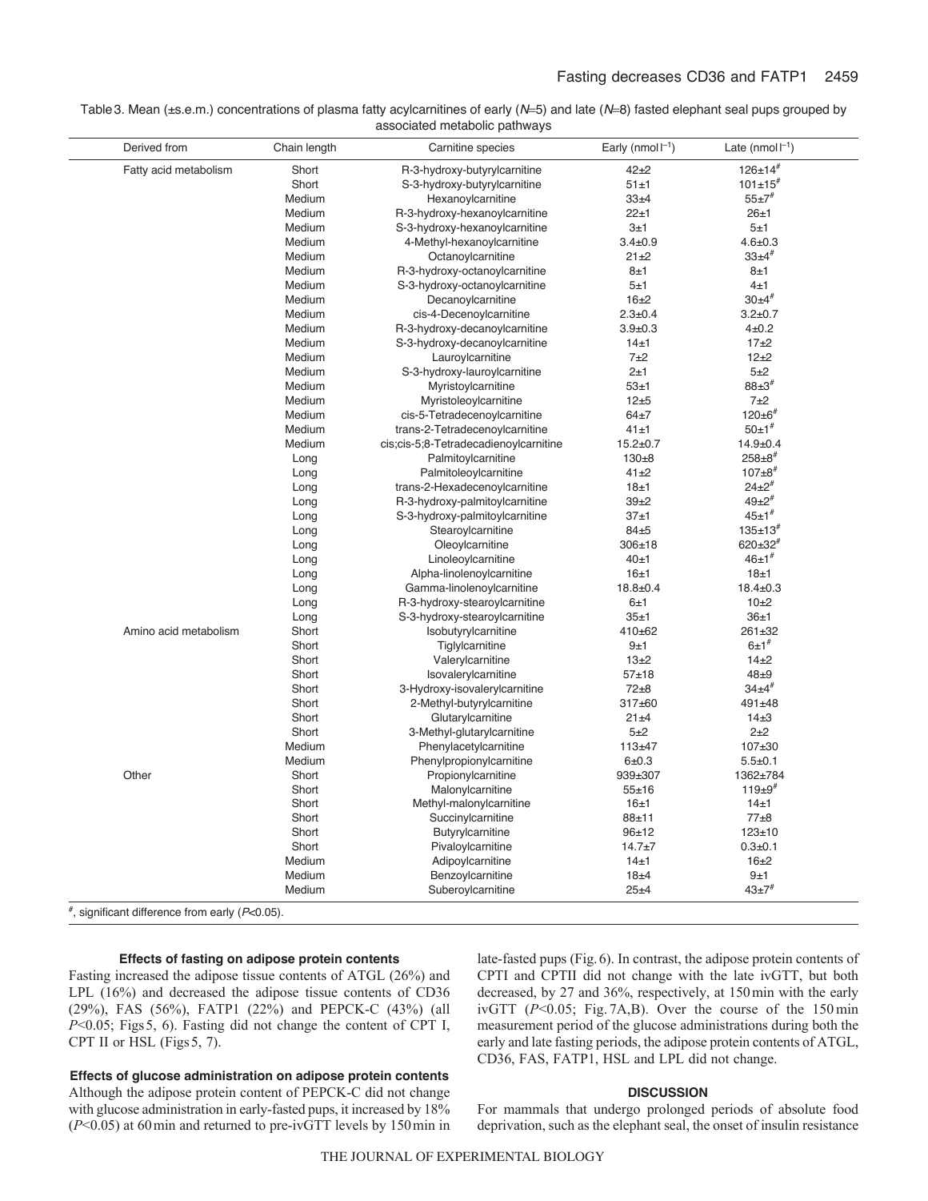Table 3. Mean (±s.e.m.) concentrations of plasma fatty acylcarnitines of early ($N$=5) and late ($N$=8) fasted elephant seal pups grouped by associated metabolic pathways

| Derived from | Chain length | Carnitine species | Early (nmol $l^{-1}$) | Late (nmol $l^{-1}$) |
|---|---|---|---|---|
| Fatty acid metabolism | Short | R-3-hydroxy-butyrylcarnitine | 42±2 | 126±14# |
| | Short | S-3-hydroxy-butyrylcarnitine | 51±1 | 101±15# |
| | Medium | Hexanoylcarnitine | 33±4 | 55±7# |
| | Medium | R-3-hydroxy-hexanoylcarnitine | 22±1 | 26±1 |
| | Medium | S-3-hydroxy-hexanoylcarnitine | 3±1 | 5±1 |
| | Medium | 4-Methyl-hexanoylcarnitine | 3.4±0.9 | 4.6±0.3 |
| | Medium | Octanoylcarnitine | 21±2 | 33±4# |
| | Medium | R-3-hydroxy-octanoylcarnitine | 8±1 | 8±1 |
| | Medium | S-3-hydroxy-octanoylcarnitine | 5±1 | 4±1 |
| | Medium | Decanoylcarnitine | 16±2 | 30±4# |
| | Medium | cis-4-Decenoylcarnitine | 2.3±0.4 | 3.2±0.7 |
| | Medium | R-3-hydroxy-decanoylcarnitine | 3.9±0.3 | 4±0.2 |
| | Medium | S-3-hydroxy-decanoylcarnitine | 14±1 | 17±2 |
| | Medium | Lauroylcarnitine | 7±2 | 12±2 |
| | Medium | S-3-hydroxy-lauroylcarnitine | 2±1 | 5±2 |
| | Medium | Myristoylcarnitine | 53±1 | 88±3# |
| | Medium | Myristoleoylcarnitine | 12±5 | 7±2 |
| | Medium | cis-5-Tetradecenoylcarnitine | 64±7 | 120±6# |
| | Medium | trans-2-Tetradecenoylcarnitine | 41±1 | 50±1# |
| | Medium | cis;cis-5;8-Tetradecadienoylcarnitine | 15.2±0.7 | 14.9±0.4 |
| | Long | Palmitoylcarnitine | 130±8 | 258±8# |
| | Long | Palmitoleoylcarnitine | 41±2 | 107±8# |
| | Long | trans-2-Hexadecenoylcarnitine | 18±1 | 24±2# |
| | Long | R-3-hydroxy-palmitoylcarnitine | 39±2 | 49±2# |
| | Long | S-3-hydroxy-palmitoylcarnitine | 37±1 | 45±1# |
| | Long | Stearoylcarnitine | 84±5 | 135±13# |
| | Long | Oleoylcarnitine | 306±18 | 620±32# |
| | Long | Linoleoylcarnitine | 40±1 | 46±1# |
| | Long | Alpha-linolenoylcarnitine | 16±1 | 18±1 |
| | Long | Gamma-linolenoylcarnitine | 18.8±0.4 | 18.4±0.3 |
| | Long | R-3-hydroxy-stearoylcarnitine | 6±1 | 10±2 |
| | Long | S-3-hydroxy-stearoylcarnitine | 35±1 | 36±1 |
| Amino acid metabolism | Short | Isobutyrylcarnitine | 410±62 | 261±32 |
| | Short | Tiglylcarnitine | 9±1 | 6±1# |
| | Short | Valerylcarnitine | 13±2 | 14±2 |
| | Short | Isovalerylcarnitine | 57±18 | 48±9 |
| | Short | 3-Hydroxy-isovalerylcarnitine | 72±8 | 34±4# |
| | Short | 2-Methyl-butyrylcarnitine | 317±60 | 491±48 |
| | Short | Glutarylcarnitine | 21±4 | 14±3 |
| | Short | 3-Methyl-glutarylcarnitine | 5±2 | 2±2 |
| | Medium | Phenylacetylcarnitine | 113±47 | 107±30 |
| | Medium | Phenylpropionylcarnitine | 6±0.3 | 5.5±0.1 |
| Other | Short | Propionylcarnitine | 939±307 | 1362±784 |
| | Short | Malonylcarnitine | 55±16 | 119±9# |
| | Short | Methyl-malonylcarnitine | 16±1 | 14±1 |
| | Short | Succinylcarnitine | 88±11 | 77±8 |
| | Short | Butyrylcarnitine | 96±12 | 123±10 |
| | Short | Pivaloylcarnitine | 14.7±7 | 0.3±0.1 |
| | Medium | Adipoylcarnitine | 14±1 | 16±2 |
| | Medium | Benzoylcarnitine | 18±4 | 9±1 |
| | Medium | Suberoylcarnitine | 25±4 | 43±7# |

#, significant difference from early ($P$<0.05).

#### Effects of fasting on adipose protein contents

Fasting increased the adipose tissue contents of ATGL (26%) and LPL (16%) and decreased the adipose tissue contents of CD36 (29%), FAS (56%), FATP1 (22%) and PEPCK-C (43%) (all $P$<0.05; Figs 5, 6). Fasting did not change the content of CPT I, CPT II or HSL (Figs 5, 7).

#### Effects of glucose administration on adipose protein contents

Although the adipose protein content of PEPCK-C did not change with glucose administration in early-fasted pups, it increased by 18% ($P$<0.05) at 60 min and returned to pre-ivGTT levels by 150 min in late-fasted pups (Fig. 6). In contrast, the adipose protein contents of CPTI and CPTII did not change with the late ivGTT, but both decreased, by 27 and 36%, respectively, at 150 min with the early ivGTT ($P$<0.05; Fig. 7A,B). Over the course of the 150 min measurement period of the glucose administrations during both the early and late fasting periods, the adipose protein contents of ATGL, CD36, FAS, FATP1, HSL and LPL did not change.

## DISCUSSION

For mammals that undergo prolonged periods of absolute food deprivation, such as the elephant seal, the onset of insulin resistance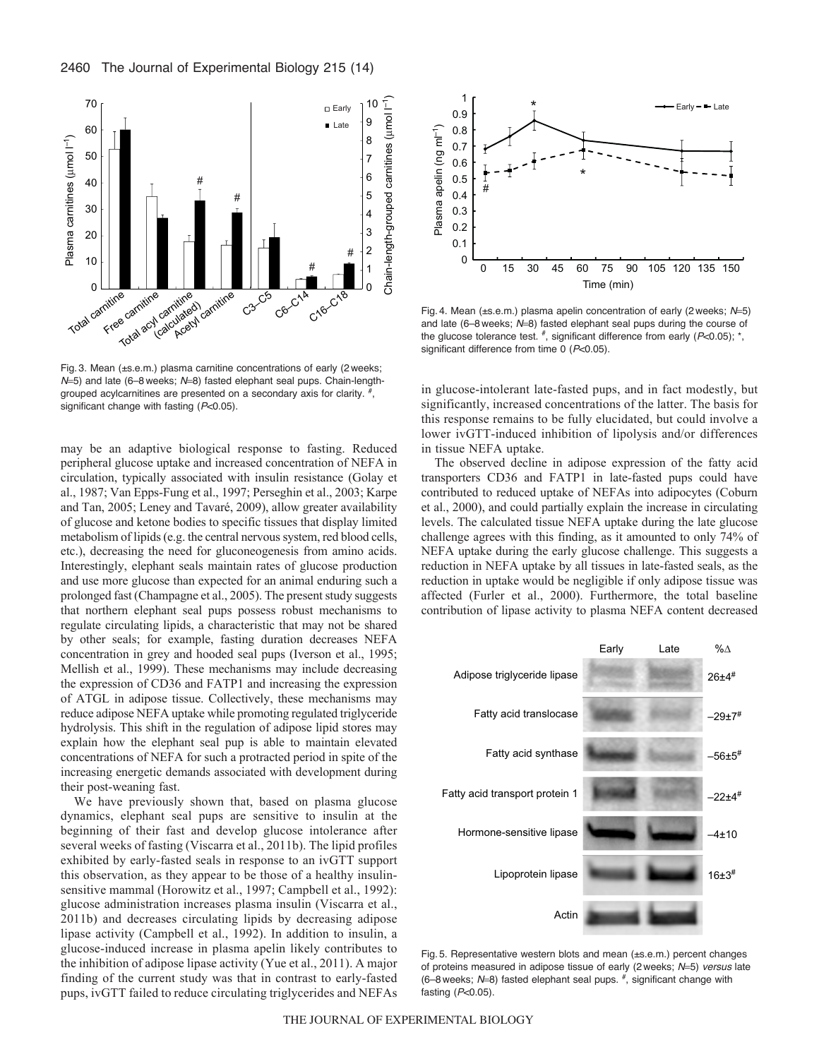Fig. 3. Mean (±s.e.m.) plasma carnitine concentrations of early (2 weeks; $N$=5) and late (6–8 weeks; $N$=8) fasted elephant seal pups. Chain-length-grouped acylcarnitines are presented on a secondary axis for clarity. #, significant change with fasting ($P$<0.05).

Fig. 4. Mean (±s.e.m.) plasma apelin concentration of early (2 weeks; $N$=5) and late (6–8 weeks; $N$=8) fasted elephant seal pups during the course of the glucose tolerance test. #, significant difference from early ($P$<0.05); *, significant difference from time 0 ($P$<0.05).

may be an adaptive biological response to fasting. Reduced peripheral glucose uptake and increased concentration of NEFA in circulation, typically associated with insulin resistance (Golay et al., 1987; Van Epps-Fung et al., 1997; Perseghin et al., 2003; Karpe and Tan, 2005; Leney and Tavaré, 2009), allow greater availability of glucose and ketone bodies to specific tissues that display limited metabolism of lipids (e.g. the central nervous system, red blood cells, etc.), decreasing the need for gluconeogenesis from amino acids. Interestingly, elephant seals maintain rates of glucose production and use more glucose than expected for an animal enduring such a prolonged fast (Champagne et al., 2005). The present study suggests that northern elephant seal pups possess robust mechanisms to regulate circulating lipids, a characteristic that may not be shared by other seals; for example, fasting duration decreases NEFA concentration in grey and hooded seal pups (Iverson et al., 1995; Mellish et al., 1999). These mechanisms may include decreasing the expression of CD36 and FATP1 and increasing the expression of ATGL in adipose tissue. Collectively, these mechanisms may reduce adipose NEFA uptake while promoting regulated triglyceride hydrolysis. This shift in the regulation of adipose lipid stores may explain how the elephant seal pup is able to maintain elevated concentrations of NEFA for such a protracted period in spite of the increasing energetic demands associated with development during their post-weaning fast.

We have previously shown that, based on plasma glucose dynamics, elephant seal pups are sensitive to insulin at the beginning of their fast and develop glucose intolerance after several weeks of fasting (Viscarra et al., 2011b). The lipid profiles exhibited by early-fasted seals in response to an ivGTT support this observation, as they appear to be those of a healthy insulin-sensitive mammal (Horowitz et al., 1997; Campbell et al., 1992): glucose administration increases plasma insulin (Viscarra et al., 2011b) and decreases circulating lipids by decreasing adipose lipase activity (Campbell et al., 1992). In addition to insulin, a glucose-induced increase in plasma apelin likely contributes to the inhibition of adipose lipase activity (Yue et al., 2011). A major finding of the current study was that in contrast to early-fasted pups, ivGTT failed to reduce circulating triglycerides and NEFAs in glucose-intolerant late-fasted pups, and in fact modestly, but significantly, increased concentrations of the latter. The basis for this response remains to be fully elucidated, but could involve a lower ivGTT-induced inhibition of lipolysis and/or differences in tissue NEFA uptake.

The observed decline in adipose expression of the fatty acid transporters CD36 and FATP1 in late-fasted pups could have contributed to reduced uptake of NEFAs into adipocytes (Coburn et al., 2000), and could partially explain the increase in circulating levels. The calculated tissue NEFA uptake during the late glucose challenge agrees with this finding, as it amounted to only 74% of NEFA uptake during the early glucose challenge. This suggests a reduction in NEFA uptake by all tissues in late-fasted seals, as the reduction in uptake would be negligible if only adipose tissue was affected (Furler et al., 2000). Furthermore, the total baseline contribution of lipase activity to plasma NEFA content decreased

| | Early | Late | %Δ |
|---|---|---|---|
| Adipose triglyceride lipase | | | 26±4# |
| Fatty acid translocase | | | −29±7# |
| Fatty acid synthase | | | −56±5# |
| Fatty acid transport protein 1 | | | −22±4# |
| Hormone-sensitive lipase | | | −4±10 |
| Lipoprotein lipase | | | 16±3# |
| Actin | | | |

Fig. 5. Representative western blots and mean (±s.e.m.) percent changes of proteins measured in adipose tissue of early (2 weeks; $N$=5) *versus* late (6–8 weeks; $N$=8) fasted elephant seal pups. #, significant change with fasting ($P$<0.05).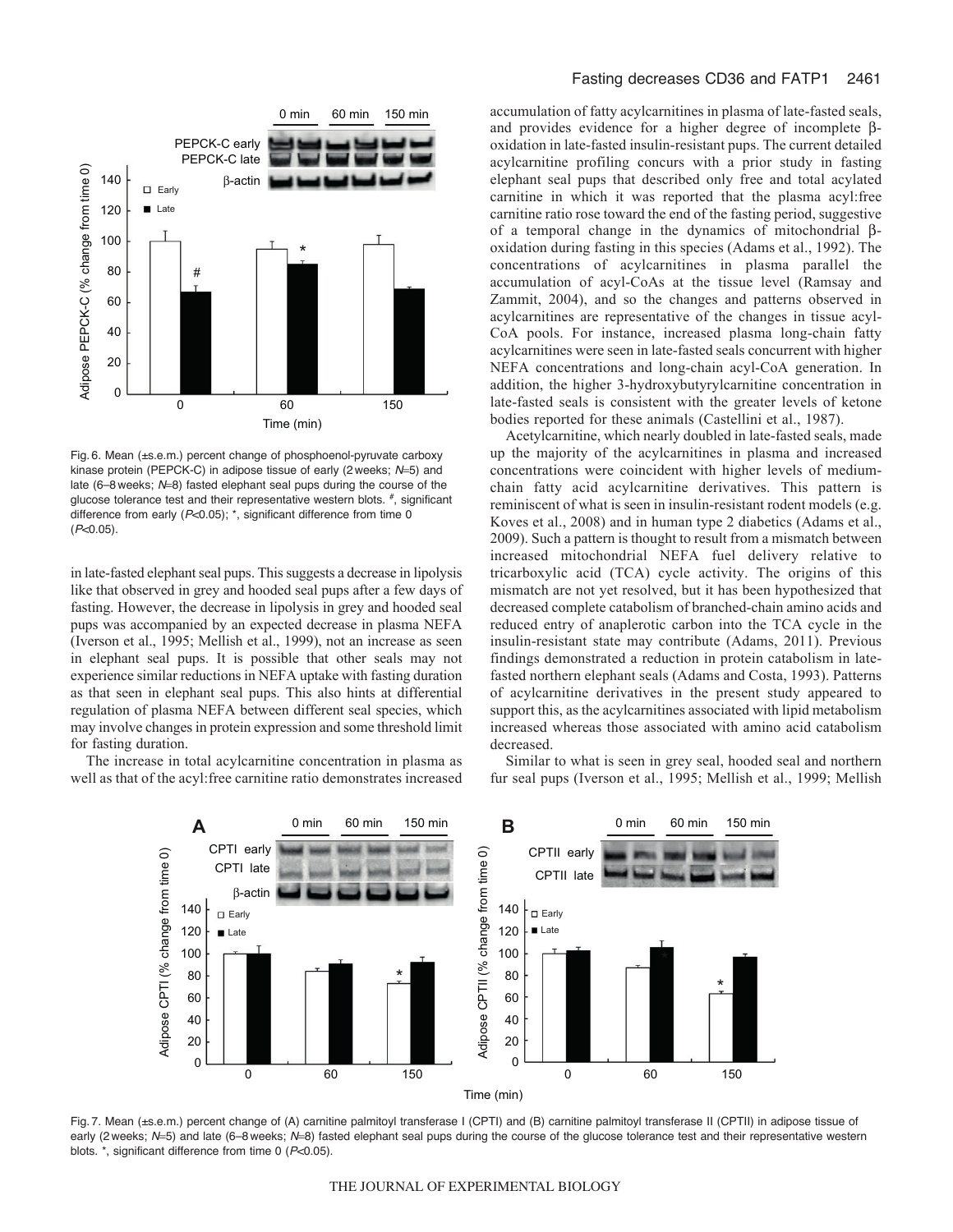Fig. 6. Mean (±s.e.m.) percent change of phosphoenol-pyruvate carboxy kinase protein (PEPCK-C) in adipose tissue of early (2 weeks; $N$=5) and late (6–8 weeks; $N$=8) fasted elephant seal pups during the course of the glucose tolerance test and their representative western blots. #, significant difference from early ($P$<0.05); *, significant difference from time 0 ($P$<0.05).

in late-fasted elephant seal pups. This suggests a decrease in lipolysis like that observed in grey and hooded seal pups after a few days of fasting. However, the decrease in lipolysis in grey and hooded seal pups was accompanied by an expected decrease in plasma NEFA (Iverson et al., 1995; Mellish et al., 1999), not an increase as seen in elephant seal pups. It is possible that other seals may not experience similar reductions in NEFA uptake with fasting duration as that seen in elephant seal pups. This also hints at differential regulation of plasma NEFA between different seal species, which may involve changes in protein expression and some threshold limit for fasting duration.

The increase in total acylcarnitine concentration in plasma as well as that of the acyl:free carnitine ratio demonstrates increased accumulation of fatty acylcarnitines in plasma of late-fasted seals, and provides evidence for a higher degree of incomplete β-oxidation in late-fasted insulin-resistant pups. The current detailed acylcarnitine profiling concurs with a prior study in fasting elephant seal pups that described only free and total acylated carnitine in which it was reported that the plasma acyl:free carnitine ratio rose toward the end of the fasting period, suggestive of a temporal change in the dynamics of mitochondrial β-oxidation during fasting in this species (Adams et al., 1992). The concentrations of acylcarnitines in plasma parallel the accumulation of acyl-CoAs at the tissue level (Ramsay and Zammit, 2004), and so the changes and patterns observed in acylcarnitines are representative of the changes in tissue acyl-CoA pools. For instance, increased plasma long-chain fatty acylcarnitines were seen in late-fasted seals concurrent with higher NEFA concentrations and long-chain acyl-CoA generation. In addition, the higher 3-hydroxybutyrylcarnitine concentration in late-fasted seals is consistent with the greater levels of ketone bodies reported for these animals (Castellini et al., 1987).

Acetylcarnitine, which nearly doubled in late-fasted seals, made up the majority of the acylcarnitines in plasma and increased concentrations were coincident with higher levels of medium-chain fatty acid acylcarnitine derivatives. This pattern is reminiscent of what is seen in insulin-resistant rodent models (e.g. Koves et al., 2008) and in human type 2 diabetics (Adams et al., 2009). Such a pattern is thought to result from a mismatch between increased mitochondrial NEFA fuel delivery relative to tricarboxylic acid (TCA) cycle activity. The origins of this mismatch are not yet resolved, but it has been hypothesized that decreased complete catabolism of branched-chain amino acids and reduced entry of anaplerotic carbon into the TCA cycle in the insulin-resistant state may contribute (Adams, 2011). Previous findings demonstrated a reduction in protein catabolism in late-fasted northern elephant seals (Adams and Costa, 1993). Patterns of acylcarnitine derivatives in the present study appeared to support this, as the acylcarnitines associated with lipid metabolism increased whereas those associated with amino acid catabolism decreased.

Similar to what is seen in grey seal, hooded seal and northern fur seal pups (Iverson et al., 1995; Mellish et al., 1999; Mellish

Fig. 7. Mean (±s.e.m.) percent change of (A) carnitine palmitoyl transferase I (CPTI) and (B) carnitine palmitoyl transferase II (CPTII) in adipose tissue of early (2 weeks; $N$=5) and late (6–8 weeks; $N$=8) fasted elephant seal pups during the course of the glucose tolerance test and their representative western blots. *, significant difference from time 0 ($P$<0.05).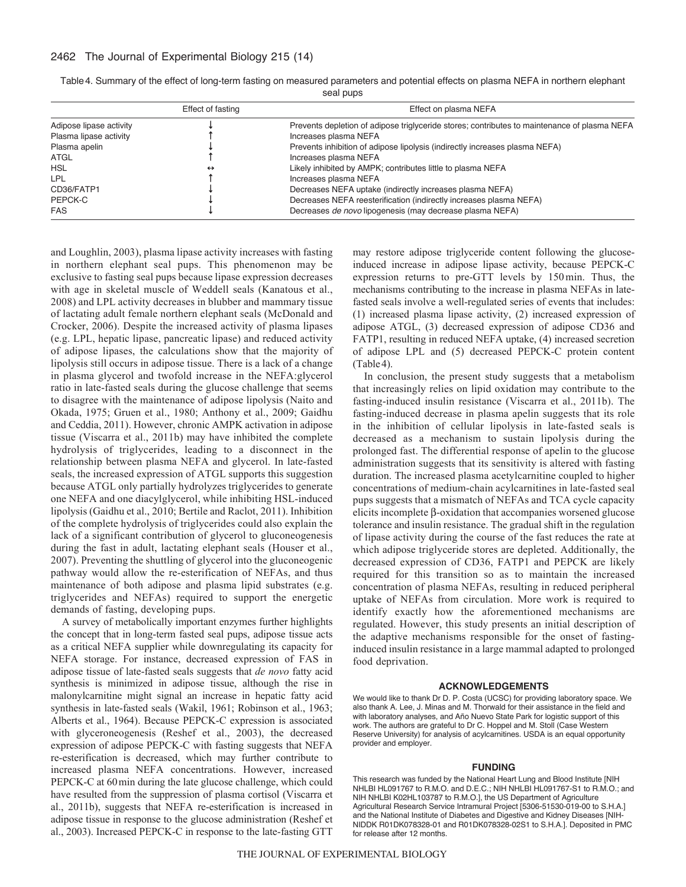Table 4. Summary of the effect of long-term fasting on measured parameters and potential effects on plasma NEFA in northern elephant seal pups

| | Effect of fasting | Effect on plasma NEFA |
|---|---|---|
| Adipose lipase activity | ↓ | Prevents depletion of adipose triglyceride stores; contributes to maintenance of plasma NEFA |
| Plasma lipase activity | ↑ | Increases plasma NEFA |
| Plasma apelin | ↓ | Prevents inhibition of adipose lipolysis (indirectly increases plasma NEFA) |
| ATGL | ↑ | Increases plasma NEFA |
| HSL | ↔ | Likely inhibited by AMPK; contributes little to plasma NEFA |
| LPL | ↑ | Increases plasma NEFA |
| CD36/FATP1 | ↓ | Decreases NEFA uptake (indirectly increases plasma NEFA) |
| PEPCK-C | ↓ | Decreases NEFA reesterification (indirectly increases plasma NEFA) |
| FAS | ↓ | Decreases *de novo* lipogenesis (may decrease plasma NEFA) |

and Loughlin, 2003), plasma lipase activity increases with fasting in northern elephant seal pups. This phenomenon may be exclusive to fasting seal pups because lipase expression decreases with age in skeletal muscle of Weddell seals (Kanatous et al., 2008) and LPL activity decreases in blubber and mammary tissue of lactating adult female northern elephant seals (McDonald and Crocker, 2006). Despite the increased activity of plasma lipases (e.g. LPL, hepatic lipase, pancreatic lipase) and reduced activity of adipose lipases, the calculations show that the majority of lipolysis still occurs in adipose tissue. There is a lack of a change in plasma glycerol and twofold increase in the NEFA:glycerol ratio in late-fasted seals during the glucose challenge that seems to disagree with the maintenance of adipose lipolysis (Naito and Okada, 1975; Gruen et al., 1980; Anthony et al., 2009; Gaidhu and Ceddia, 2011). However, chronic AMPK activation in adipose tissue (Viscarra et al., 2011b) may have inhibited the complete hydrolysis of triglycerides, leading to a disconnect in the relationship between plasma NEFA and glycerol. In late-fasted seals, the increased expression of ATGL supports this suggestion because ATGL only partially hydrolyzes triglycerides to generate one NEFA and one diacylglycerol, while inhibiting HSL-induced lipolysis (Gaidhu et al., 2010; Bertile and Raclot, 2011). Inhibition of the complete hydrolysis of triglycerides could also explain the lack of a significant contribution of glycerol to gluconeogenesis during the fast in adult, lactating elephant seals (Houser et al., 2007). Preventing the shuttling of glycerol into the gluconeogenic pathway would allow the re-esterification of NEFAs, and thus maintenance of both adipose and plasma lipid substrates (e.g. triglycerides and NEFAs) required to support the energetic demands of fasting, developing pups.

A survey of metabolically important enzymes further highlights the concept that in long-term fasted seal pups, adipose tissue acts as a critical NEFA supplier while downregulating its capacity for NEFA storage. For instance, decreased expression of FAS in adipose tissue of late-fasted seals suggests that *de novo* fatty acid synthesis is minimized in adipose tissue, although the rise in malonylcarnitine might signal an increase in hepatic fatty acid synthesis in late-fasted seals (Wakil, 1961; Robinson et al., 1963; Alberts et al., 1964). Because PEPCK-C expression is associated with glyceroneogenesis (Reshef et al., 2003), the decreased expression of adipose PEPCK-C with fasting suggests that NEFA re-esterification is decreased, which may further contribute to increased plasma NEFA concentrations. However, increased PEPCK-C at 60 min during the late glucose challenge, which could have resulted from the suppression of plasma cortisol (Viscarra et al., 2011b), suggests that NEFA re-esterification is increased in adipose tissue in response to the glucose administration (Reshef et al., 2003). Increased PEPCK-C in response to the late-fasting GTT may restore adipose triglyceride content following the glucose-induced increase in adipose lipase activity, because PEPCK-C expression returns to pre-GTT levels by 150 min. Thus, the mechanisms contributing to the increase in plasma NEFAs in late-fasted seals involve a well-regulated series of events that includes: (1) increased plasma lipase activity, (2) increased expression of adipose ATGL, (3) decreased expression of adipose CD36 and FATP1, resulting in reduced NEFA uptake, (4) increased secretion of adipose LPL and (5) decreased PEPCK-C protein content (Table 4).

In conclusion, the present study suggests that a metabolism that increasingly relies on lipid oxidation may contribute to the fasting-induced insulin resistance (Viscarra et al., 2011b). The fasting-induced decrease in plasma apelin suggests that its role in the inhibition of cellular lipolysis in late-fasted seals is decreased as a mechanism to sustain lipolysis during the prolonged fast. The differential response of apelin to the glucose administration suggests that its sensitivity is altered with fasting duration. The increased plasma acetylcarnitine coupled to higher concentrations of medium-chain acylcarnitines in late-fasted seal pups suggests that a mismatch of NEFAs and TCA cycle capacity elicits incomplete β-oxidation that accompanies worsened glucose tolerance and insulin resistance. The gradual shift in the regulation of lipase activity during the course of the fast reduces the rate at which adipose triglyceride stores are depleted. Additionally, the decreased expression of CD36, FATP1 and PEPCK are likely required for this transition so as to maintain the increased concentration of plasma NEFAs, resulting in reduced peripheral uptake of NEFAs from circulation. More work is required to identify exactly how the aforementioned mechanisms are regulated. However, this study presents an initial description of the adaptive mechanisms responsible for the onset of fasting-induced insulin resistance in a large mammal adapted to prolonged food deprivation.

## ACKNOWLEDGEMENTS

We would like to thank Dr D. P. Costa (UCSC) for providing laboratory space. We also thank A. Lee, J. Minas and M. Thorwald for their assistance in the field and with laboratory analyses, and Año Nuevo State Park for logistic support of this work. The authors are grateful to Dr C. Hoppel and M. Stoll (Case Western Reserve University) for analysis of acylcarnitines. USDA is an equal opportunity provider and employer.

## FUNDING

This research was funded by the National Heart Lung and Blood Institute [NIH NHLBI HL091767 to R.M.O. and D.E.C.; NIH NHLBI HL091767-S1 to R.M.O.; and NIH NHLBI K02HL103787 to R.M.O.], the US Department of Agriculture Agricultural Research Service Intramural Project [5306-51530-019-00 to S.H.A.] and the National Institute of Diabetes and Digestive and Kidney Diseases [NIH-NIDDK R01DK078328-01 and R01DK078328-02S1 to S.H.A.]. Deposited in PMC for release after 12 months.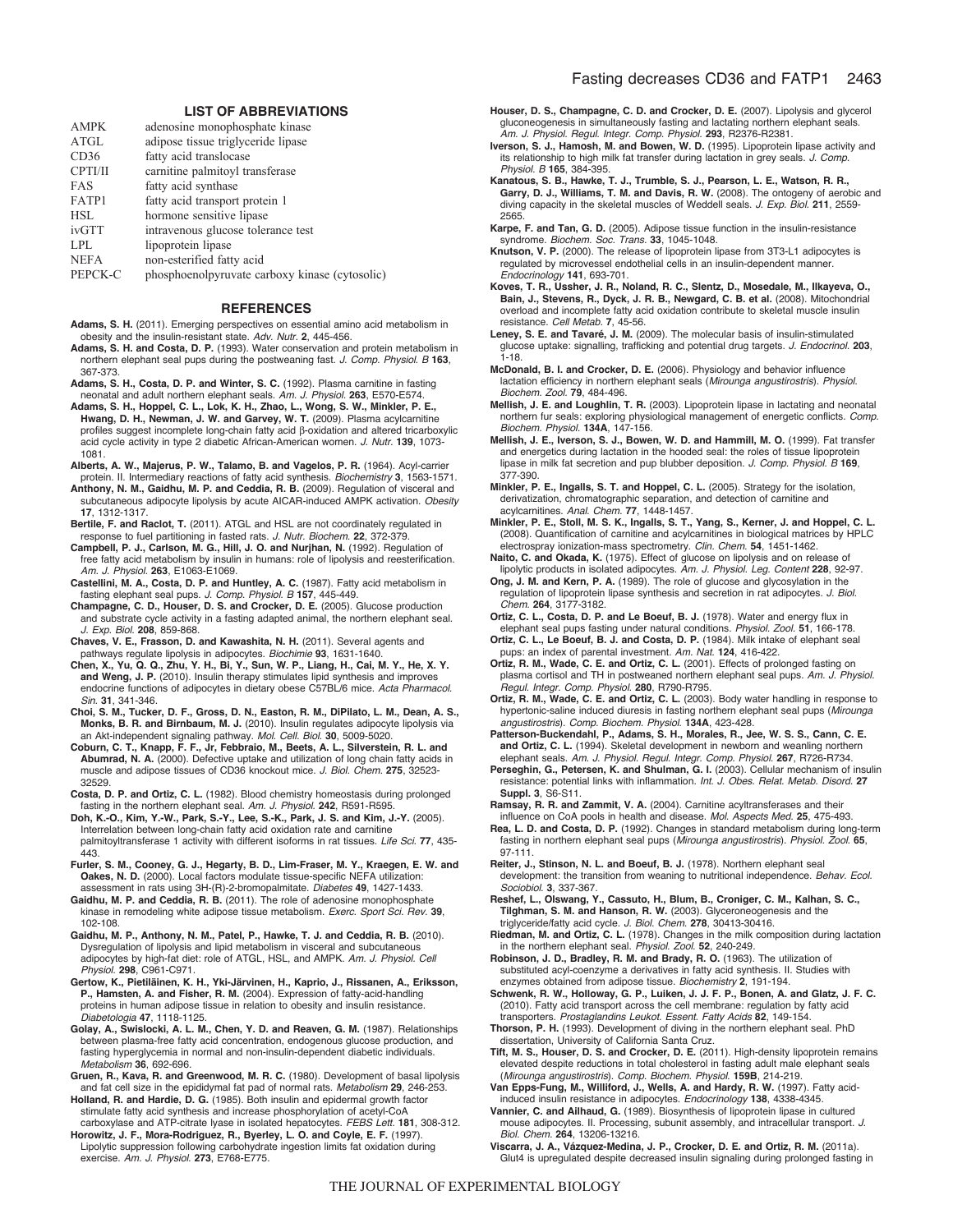## LIST OF ABBREVIATIONS

| | |
|---|---|
| AMPK | adenosine monophosphate kinase |
| ATGL | adipose tissue triglyceride lipase |
| CD36 | fatty acid translocase |
| CPTI/II | carnitine palmitoyl transferase |
| FAS | fatty acid synthase |
| FATP1 | fatty acid transport protein 1 |
| HSL | hormone sensitive lipase |
| ivGTT | intravenous glucose tolerance test |
| LPL | lipoprotein lipase |
| NEFA | non-esterified fatty acid |
| PEPCK-C | phosphoenolpyruvate carboxy kinase (cytosolic) |

## REFERENCES

**Adams, S. H.** (2011). Emerging perspectives on essential amino acid metabolism in obesity and the insulin-resistant state. *Adv. Nutr.* **2**, 445-456.

**Adams, S. H. and Costa, D. P.** (1993). Water conservation and protein metabolism in northern elephant seal pups during the postweaning fast. *J. Comp. Physiol. B* **163**, 367-373.

**Adams, S. H., Costa, D. P. and Winter, S. C.** (1992). Plasma carnitine in fasting neonatal and adult northern elephant seals. *Am. J. Physiol.* **263**, E570-E574.

**Adams, S. H., Hoppel, C. L., Lok, K. H., Zhao, L., Wong, S. W., Minkler, P. E., Hwang, D. H., Newman, J. W. and Garvey, W. T.** (2009). Plasma acylcarnitine profiles suggest incomplete long-chain fatty acid β-oxidation and altered tricarboxylic acid cycle activity in type 2 diabetic African-American women. *J. Nutr.* **139**, 1073-1081.

**Alberts, A. W., Majerus, P. W., Talamo, B. and Vagelos, P. R.** (1964). Acyl-carrier protein. II. Intermediary reactions of fatty acid synthesis. *Biochemistry* **3**, 1563-1571.

**Anthony, N. M., Gaidhu, M. P. and Ceddia, R. B.** (2009). Regulation of visceral and subcutaneous adipocyte lipolysis by acute AICAR-induced AMPK activation. *Obesity* **17**, 1312-1317.

**Bertile, F. and Raclot, T.** (2011). ATGL and HSL are not coordinately regulated in response to fuel partitioning in fasted rats. *J. Nutr. Biochem.* **22**, 372-379.

**Campbell, P. J., Carlson, M. G., Hill, J. O. and Nurjhan, N.** (1992). Regulation of free fatty acid metabolism by insulin in humans: role of lipolysis and reesterification. *Am. J. Physiol.* **263**, E1063-E1069.

**Castellini, M. A., Costa, D. P. and Huntley, A. C.** (1987). Fatty acid metabolism in fasting elephant seal pups. *J. Comp. Physiol. B* **157**, 445-449.

**Champagne, C. D., Houser, D. S. and Crocker, D. E.** (2005). Glucose production and substrate cycle activity in a fasting adapted animal, the northern elephant seal. *J. Exp. Biol.* **208**, 859-868.

**Chaves, V. E., Frasson, D. and Kawashita, N. H.** (2011). Several agents and pathways regulate lipolysis in adipocytes. *Biochimie* **93**, 1631-1640.

**Chen, X., Yu, Q. Q., Zhu, Y. H., Bi, Y., Sun, W. P., Liang, H., Cai, M. Y., He, X. Y. and Weng, J. P.** (2010). Insulin therapy stimulates lipid synthesis and improves endocrine functions of adipocytes in dietary obese C57BL/6 mice. *Acta Pharmacol. Sin.* **31**, 341-346.

**Choi, S. M., Tucker, D. F., Gross, D. N., Easton, R. M., DiPilato, L. M., Dean, A. S., Monks, B. R. and Birnbaum, M. J.** (2010). Insulin regulates adipocyte lipolysis via an Akt-independent signaling pathway. *Mol. Cell. Biol.* **30**, 5009-5020.

**Coburn, C. T., Knapp, F. F., Jr, Febbraio, M., Beets, A. L., Silverstein, R. L. and Abumrad, N. A.** (2000). Defective uptake and utilization of long chain fatty acids in muscle and adipose tissues of CD36 knockout mice. *J. Biol. Chem.* **275**, 32523-32529.

**Costa, D. P. and Ortiz, C. L.** (1982). Blood chemistry homeostasis during prolonged fasting in the northern elephant seal. *Am. J. Physiol.* **242**, R591-R595.

**Doh, K.-O., Kim, Y.-W., Park, S.-Y., Lee, S.-K., Park, J. S. and Kim, J.-Y.** (2005). Interrelation between long-chain fatty acid oxidation rate and carnitine palmitoyltransferase 1 activity with different isoforms in rat tissues. *Life Sci.* **77**, 435-443.

**Furler, S. M., Cooney, G. J., Hegarty, B. D., Lim-Fraser, M. Y., Kraegen, E. W. and Oakes, N. D.** (2000). Local factors modulate tissue-specific NEFA utilization: assessment in rats using 3H-(R)-2-bromopalmitate. *Diabetes* **49**, 1427-1433.

**Gaidhu, M. P. and Ceddia, R. B.** (2011). The role of adenosine monophosphate kinase in remodeling white adipose tissue metabolism. *Exerc. Sport Sci. Rev.* **39**, 102-108.

**Gaidhu, M. P., Anthony, N. M., Patel, P., Hawke, T. J. and Ceddia, R. B.** (2010). Dysregulation of lipolysis and lipid metabolism in visceral and subcutaneous adipocytes by high-fat diet: role of ATGL, HSL, and AMPK. *Am. J. Physiol. Cell Physiol.* **298**, C961-C971.

**Gertow, K., Pietiläinen, K. H., Yki-Järvinen, H., Kaprio, J., Rissanen, A., Eriksson, P., Hamsten, A. and Fisher, R. M.** (2004). Expression of fatty-acid-handling proteins in human adipose tissue in relation to obesity and insulin resistance. *Diabetologia* **47**, 1118-1125.

**Golay, A., Swislocki, A. L. M., Chen, Y. D. and Reaven, G. M.** (1987). Relationships between plasma-free fatty acid concentration, endogenous glucose production, and fasting hyperglycemia in normal and non-insulin-dependent diabetic individuals. *Metabolism* **36**, 692-696.

**Gruen, R., Kava, R. and Greenwood, M. R. C.** (1980). Development of basal lipolysis and fat cell size in the epididymal fat pad of normal rats. *Metabolism* **29**, 246-253.

**Holland, R. and Hardie, D. G.** (1985). Both insulin and epidermal growth factor stimulate fatty acid synthesis and increase phosphorylation of acetyl-CoA carboxylase and ATP-citrate lyase in isolated hepatocytes. *FEBS Lett.* **181**, 308-312.

**Horowitz, J. F., Mora-Rodriguez, R., Byerley, L. O. and Coyle, E. F.** (1997). Lipolytic suppression following carbohydrate ingestion limits fat oxidation during exercise. *Am. J. Physiol.* **273**, E768-E775.

**Houser, D. S., Champagne, C. D. and Crocker, D. E.** (2007). Lipolysis and glycerol gluconeogenesis in simultaneously fasting and lactating northern elephant seals. *Am. J. Physiol. Regul. Integr. Comp. Physiol.* **293**, R2376-R2381.

**Iverson, S. J., Hamosh, M. and Bowen, W. D.** (1995). Lipoprotein lipase activity and its relationship to high milk fat transfer during lactation in grey seals. *J. Comp. Physiol. B* **165**, 384-395.

**Kanatous, S. B., Hawke, T. J., Trumble, S. J., Pearson, L. E., Watson, R. R., Garry, D. J., Williams, T. M. and Davis, R. W.** (2008). The ontogeny of aerobic and diving capacity in the skeletal muscles of Weddell seals. *J. Exp. Biol.* **211**, 2559-2565.

**Karpe, F. and Tan, G. D.** (2005). Adipose tissue function in the insulin-resistance syndrome. *Biochem. Soc. Trans.* **33**, 1045-1048.

**Knutson, V. P.** (2000). The release of lipoprotein lipase from 3T3-L1 adipocytes is regulated by microvessel endothelial cells in an insulin-dependent manner. *Endocrinology* **141**, 693-701.

**Koves, T. R., Ussher, J. R., Noland, R. C., Slentz, D., Mosedale, M., Ilkayeva, O., Bain, J., Stevens, R., Dyck, J. R. B., Newgard, C. B. et al.** (2008). Mitochondrial overload and incomplete fatty acid oxidation contribute to skeletal muscle insulin resistance. *Cell Metab.* **7**, 45-56.

**Leney, S. E. and Tavaré, J. M.** (2009). The molecular basis of insulin-stimulated glucose uptake: signalling, trafficking and potential drug targets. *J. Endocrinol.* **203**, 1-18.

**McDonald, B. I. and Crocker, D. E.** (2006). Physiology and behavior influence lactation efficiency in northern elephant seals (*Mirounga angustirostris*). *Physiol. Biochem. Zool.* **79**, 484-496.

**Mellish, J. E. and Loughlin, T. R.** (2003). Lipoprotein lipase in lactating and neonatal northern fur seals: exploring physiological management of energetic conflicts. *Comp. Biochem. Physiol.* **134A**, 147-156.

**Mellish, J. E., Iverson, S. J., Bowen, W. D. and Hammill, M. O.** (1999). Fat transfer and energetics during lactation in the hooded seal: the roles of tissue lipoprotein lipase in milk fat secretion and pup blubber deposition. *J. Comp. Physiol. B* **169**, 377-390.

**Minkler, P. E., Ingalls, S. T. and Hoppel, C. L.** (2005). Strategy for the isolation, derivatization, chromatographic separation, and detection of carnitine and acylcarnitines. *Anal. Chem.* **77**, 1448-1457.

**Minkler, P. E., Stoll, M. S. K., Ingalls, S. T., Yang, S., Kerner, J. and Hoppel, C. L.** (2008). Quantification of carnitine and acylcarnitines in biological matrices by HPLC electrospray ionization-mass spectrometry. *Clin. Chem.* **54**, 1451-1462.

**Naito, C. and Okada, K.** (1975). Effect of glucose on lipolysis and on release of lipolytic products in isolated adipocytes. *Am. J. Physiol. Leg. Content* **228**, 92-97.

**Ong, J. M. and Kern, P. A.** (1989). The role of glucose and glycosylation in the regulation of lipoprotein lipase synthesis and secretion in rat adipocytes. *J. Biol. Chem.* **264**, 3177-3182.

**Ortiz, C. L., Costa, D. P. and Le Boeuf, B. J.** (1978). Water and energy flux in elephant seal pups fasting under natural conditions. *Physiol. Zool.* **51**, 166-178.

**Ortiz, C. L., Le Boeuf, B. J. and Costa, D. P.** (1984). Milk intake of elephant seal pups: an index of parental investment. *Am. Nat.* **124**, 416-422.

**Ortiz, R. M., Wade, C. E. and Ortiz, C. L.** (2001). Effects of prolonged fasting on plasma cortisol and TH in postweaned northern elephant seal pups. *Am. J. Physiol. Regul. Integr. Comp. Physiol.* **280**, R790-R795.

**Ortiz, R. M., Wade, C. E. and Ortiz, C. L.** (2003). Body water handling in response to hypertonic-saline induced diuresis in fasting northern elephant seal pups (*Mirounga angustirostris*). *Comp. Biochem. Physiol.* **134A**, 423-428.

**Patterson-Buckendahl, P., Adams, S. H., Morales, R., Jee, W. S. S., Cann, C. E. and Ortiz, C. L.** (1994). Skeletal development in newborn and weanling northern elephant seals. *Am. J. Physiol. Regul. Integr. Comp. Physiol.* **267**, R726-R734.

**Perseghin, G., Petersen, K. and Shulman, G. I.** (2003). Cellular mechanism of insulin resistance: potential links with inflammation. *Int. J. Obes. Relat. Metab. Disord.* **27 Suppl. 3**, S6-S11.

**Ramsay, R. R. and Zammit, V. A.** (2004). Carnitine acyltransferases and their influence on CoA pools in health and disease. *Mol. Aspects Med.* **25**, 475-493.

**Rea, L. D. and Costa, D. P.** (1992). Changes in standard metabolism during long-term fasting in northern elephant seal pups (*Mirounga angustirostris*). *Physiol. Zool.* **65**, 97-111.

**Reiter, J., Stinson, N. L. and Boeuf, B. J.** (1978). Northern elephant seal development: the transition from weaning to nutritional independence. *Behav. Ecol. Sociobiol.* **3**, 337-367.

**Reshef, L., Olswang, Y., Cassuto, H., Blum, B., Croniger, C. M., Kalhan, S. C., Tilghman, S. M. and Hanson, R. W.** (2003). Glyceroneogenesis and the triglyceride/fatty acid cycle. *J. Biol. Chem.* **278**, 30413-30416.

**Riedman, M. and Ortiz, C. L.** (1978). Changes in the milk composition during lactation in the northern elephant seal. *Physiol. Zool.* **52**, 240-249.

**Robinson, J. D., Bradley, R. M. and Brady, R. O.** (1963). The utilization of substituted acyl-coenzyme a derivatives in fatty acid synthesis. II. Studies with enzymes obtained from adipose tissue. *Biochemistry* **2**, 191-194.

**Schwenk, R. W., Holloway, G. P., Luiken, J. J. F. P., Bonen, A. and Glatz, J. F. C.** (2010). Fatty acid transport across the cell membrane: regulation by fatty acid transporters. *Prostaglandins Leukot. Essent. Fatty Acids* **82**, 149-154.

**Thorson, P. H.** (1993). Development of diving in the northern elephant seal. PhD dissertation, University of California Santa Cruz.

**Tift, M. S., Houser, D. S. and Crocker, D. E.** (2011). High-density lipoprotein remains elevated despite reductions in total cholesterol in fasting adult male elephant seals (*Mirounga angustirostris*). *Comp. Biochem. Physiol.* **159B**, 214-219.

**Van Epps-Fung, M., Williford, J., Wells, A. and Hardy, R. W.** (1997). Fatty acid-induced insulin resistance in adipocytes. *Endocrinology* **138**, 4338-4345.

**Vannier, C. and Ailhaud, G.** (1989). Biosynthesis of lipoprotein lipase in cultured mouse adipocytes. II. Processing, subunit assembly, and intracellular transport. *J. Biol. Chem.* **264**, 13206-13216.

**Viscarra, J. A., Vázquez-Medina, J. P., Crocker, D. E. and Ortiz, R. M.** (2011a). Glut4 is upregulated despite decreased insulin signaling during prolonged fasting in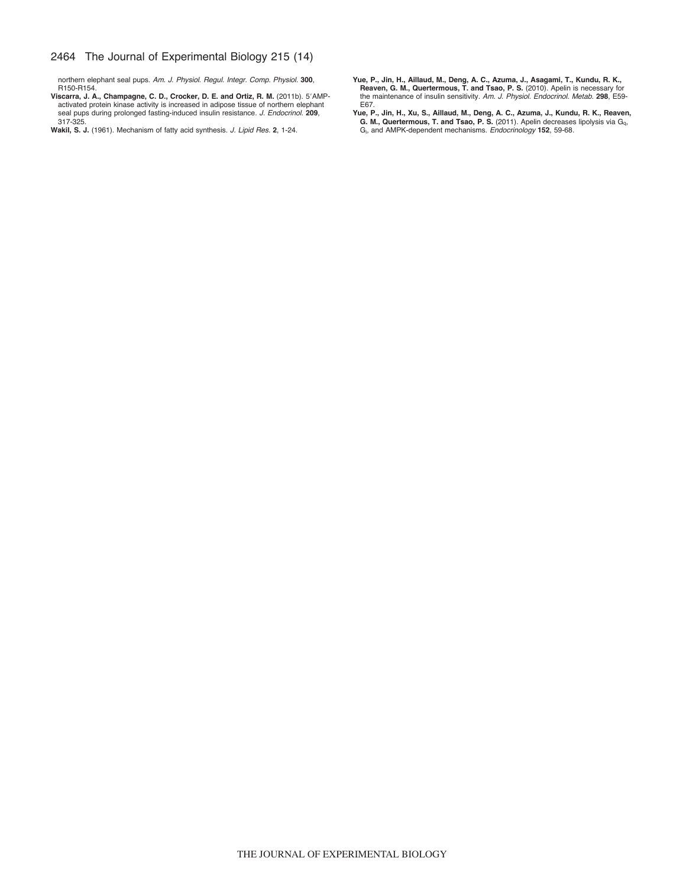northern elephant seal pups. *Am. J. Physiol. Regul. Integr. Comp. Physiol.* **300**, R150-R154.

**Viscarra, J. A., Champagne, C. D., Crocker, D. E. and Ortiz, R. M.** (2011b). 5′AMP-activated protein kinase activity is increased in adipose tissue of northern elephant seal pups during prolonged fasting-induced insulin resistance. *J. Endocrinol.* **209**, 317-325.

**Wakil, S. J.** (1961). Mechanism of fatty acid synthesis. *J. Lipid Res.* **2**, 1-24.

**Yue, P., Jin, H., Aillaud, M., Deng, A. C., Azuma, J., Asagami, T., Kundu, R. K., Reaven, G. M., Quertermous, T. and Tsao, P. S.** (2010). Apelin is necessary for the maintenance of insulin sensitivity. *Am. J. Physiol. Endocrinol. Metab.* **298**, E59-E67.

**Yue, P., Jin, H., Xu, S., Aillaud, M., Deng, A. C., Azuma, J., Kundu, R. K., Reaven, G. M., Quertermous, T. and Tsao, P. S.** (2011). Apelin decreases lipolysis via $G_q$, $G_i$, and AMPK-dependent mechanisms. *Endocrinology* **152**, 59-68.